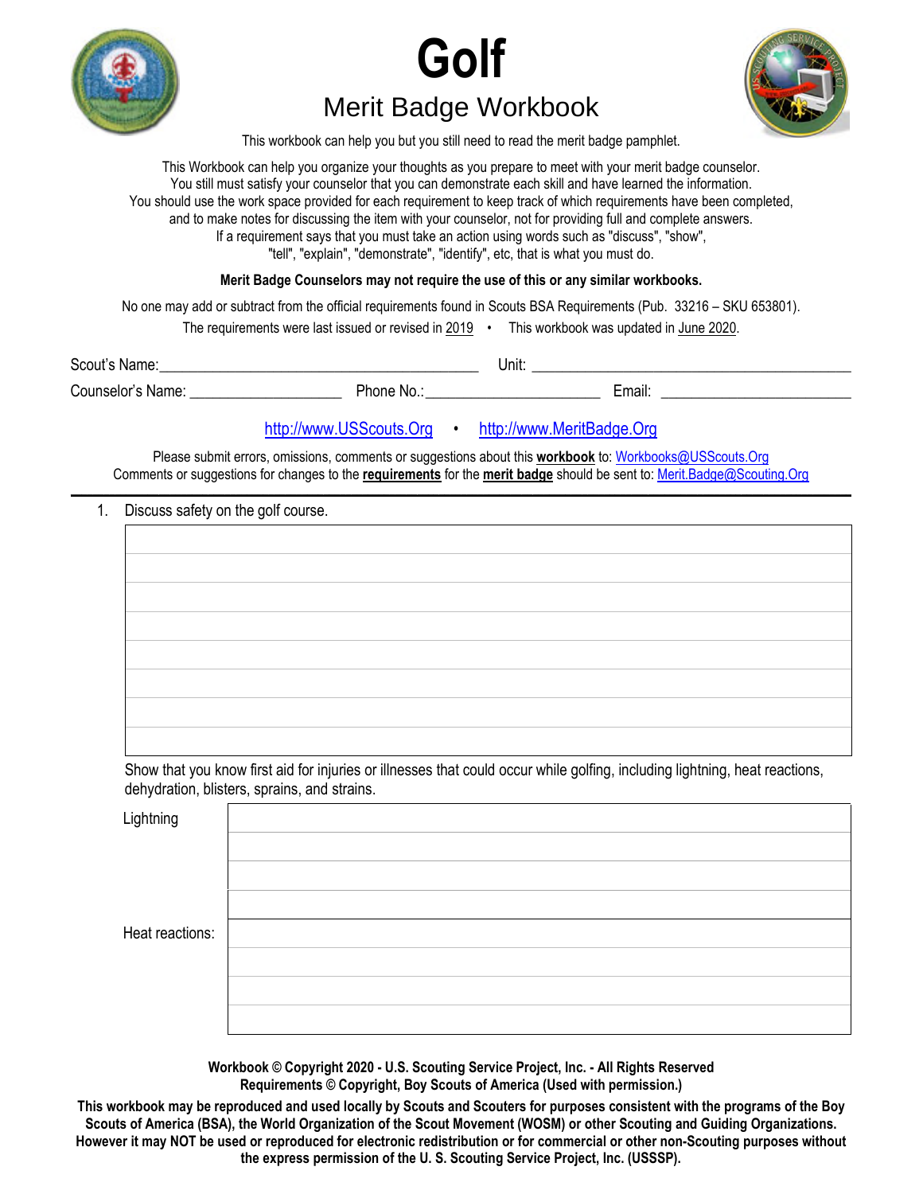# Golf

## Merit Badge Workbook

This workbook can help you but you still need to read the merit badge pamphlet.

This Workbook can help you organize your thoughts as you prepare to meet with your merit badge counselor.
You still must satisfy your counselor that you can demonstrate each skill and have learned the information.
You should use the work space provided for each requirement to keep track of which requirements have been completed,
and to make notes for discussing the item with your counselor, not for providing full and complete answers.
If a requirement says that you must take an action using words such as "discuss", "show",
"tell", "explain", "demonstrate", "identify", etc, that is what you must do.

**Merit Badge Counselors may not require the use of this or any similar workbooks.**

No one may add or subtract from the official requirements found in Scouts BSA Requirements (Pub. 33216 – SKU 653801).

The requirements were last issued or revised in 2019 • This workbook was updated in June 2020.

Scout's Name:________________________________________ Unit: ___________________________________________

Counselor's Name: ___________________ Phone No.:______________________ Email: ________________________

http://www.USScouts.Org • http://www.MeritBadge.Org

Please submit errors, omissions, comments or suggestions about this **workbook** to: Workbooks@USScouts.Org
Comments or suggestions for changes to the **requirements** for the **merit badge** should be sent to: Merit.Badge@Scouting.Org

---

1. Discuss safety on the golf course.

Show that you know first aid for injuries or illnesses that could occur while golfing, including lightning, heat reactions, dehydration, blisters, sprains, and strains.

Lightning

Heat reactions:

**Workbook © Copyright 2020 - U.S. Scouting Service Project, Inc. - All Rights Reserved**
**Requirements © Copyright, Boy Scouts of America (Used with permission.)**

**This workbook may be reproduced and used locally by Scouts and Scouters for purposes consistent with the programs of the Boy Scouts of America (BSA), the World Organization of the Scout Movement (WOSM) or other Scouting and Guiding Organizations. However it may NOT be used or reproduced for electronic redistribution or for commercial or other non-Scouting purposes without the express permission of the U. S. Scouting Service Project, Inc. (USSSP).**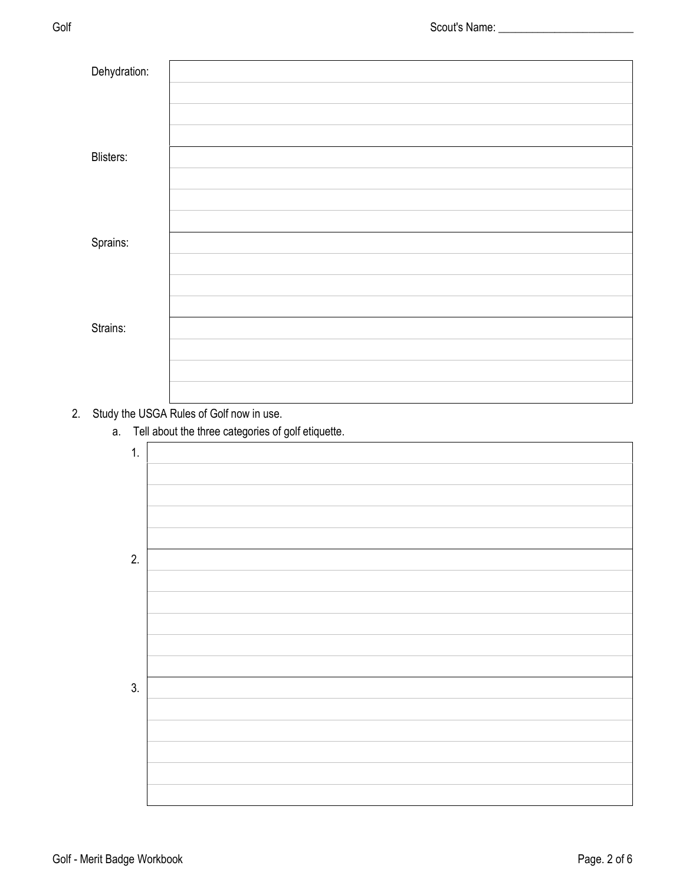Dehydration:

Blisters:

Sprains:

Strains:

2. Study the USGA Rules of Golf now in use.
   a. Tell about the three categories of golf etiquette.

      1.

      2.

      3.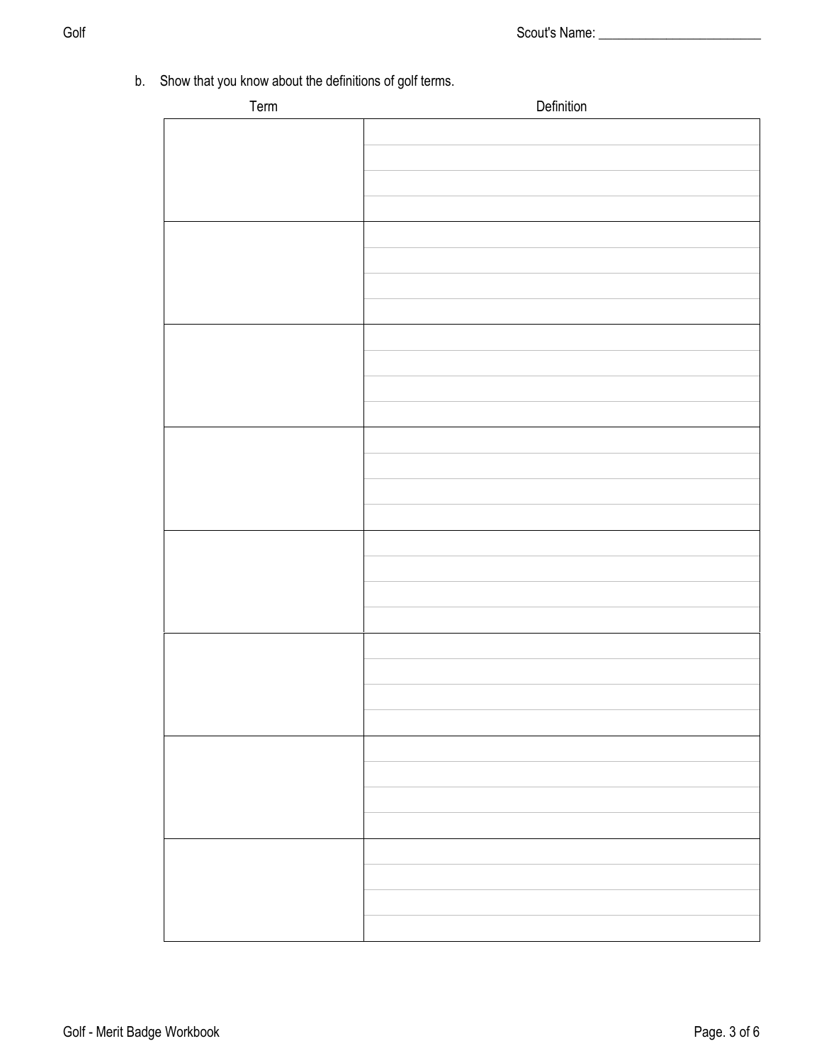b. Show that you know about the definitions of golf terms.

| Term | Definition |
| --- | --- |
| | |
| | |
| | |
| | |
| | |
| | |
| | |
| | |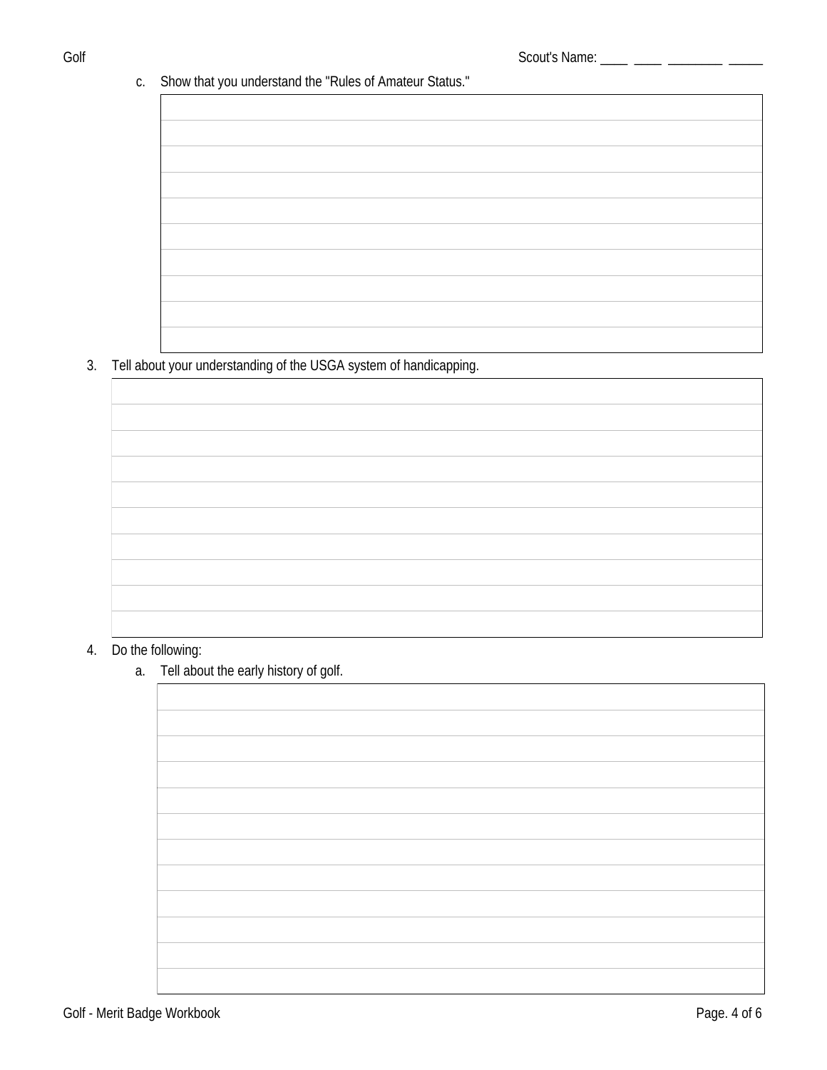c. Show that you understand the "Rules of Amateur Status."

3. Tell about your understanding of the USGA system of handicapping.

4. Do the following:

   a. Tell about the early history of golf.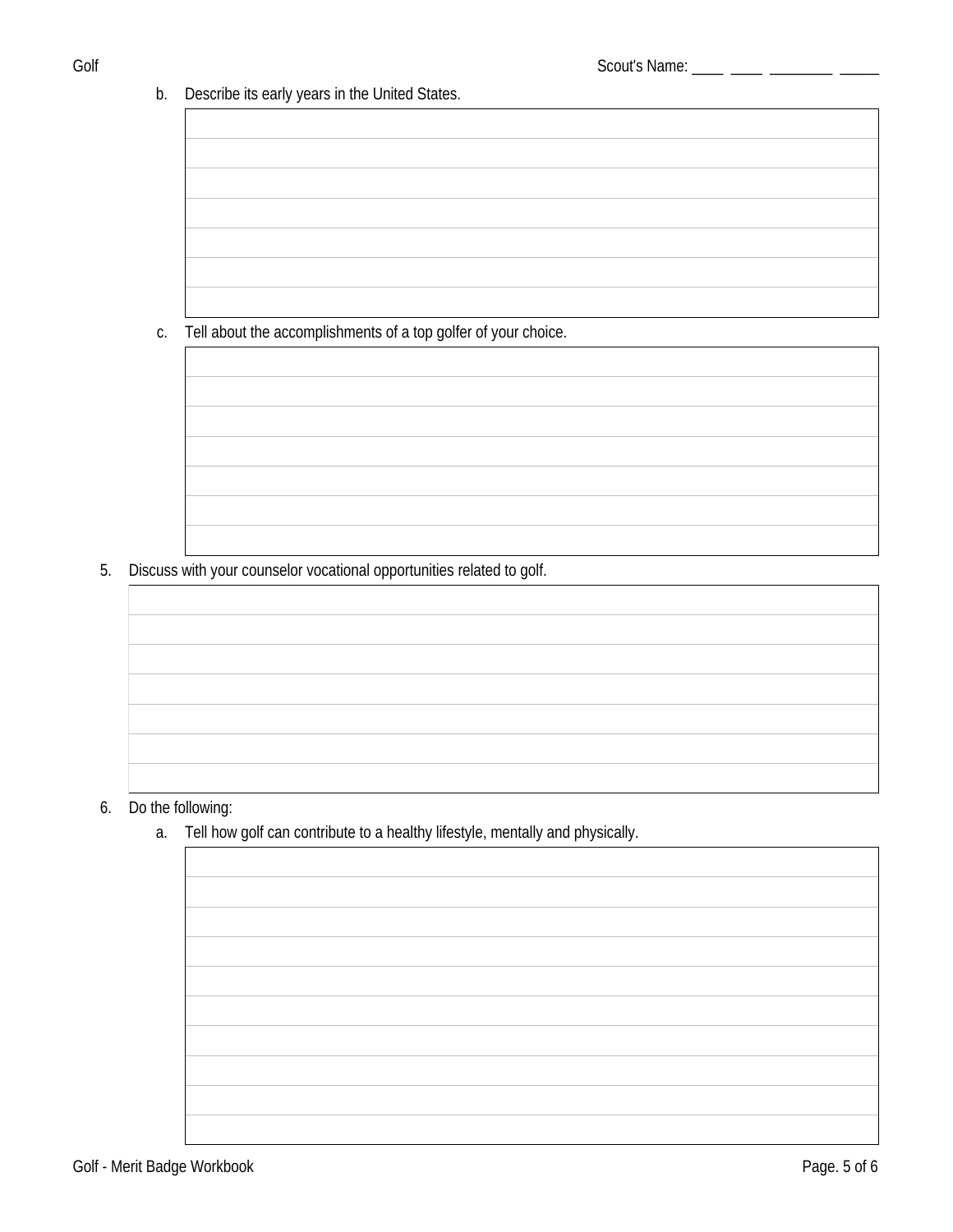b. Describe its early years in the United States.

c. Tell about the accomplishments of a top golfer of your choice.

5. Discuss with your counselor vocational opportunities related to golf.

6. Do the following:

   a. Tell how golf can contribute to a healthy lifestyle, mentally and physically.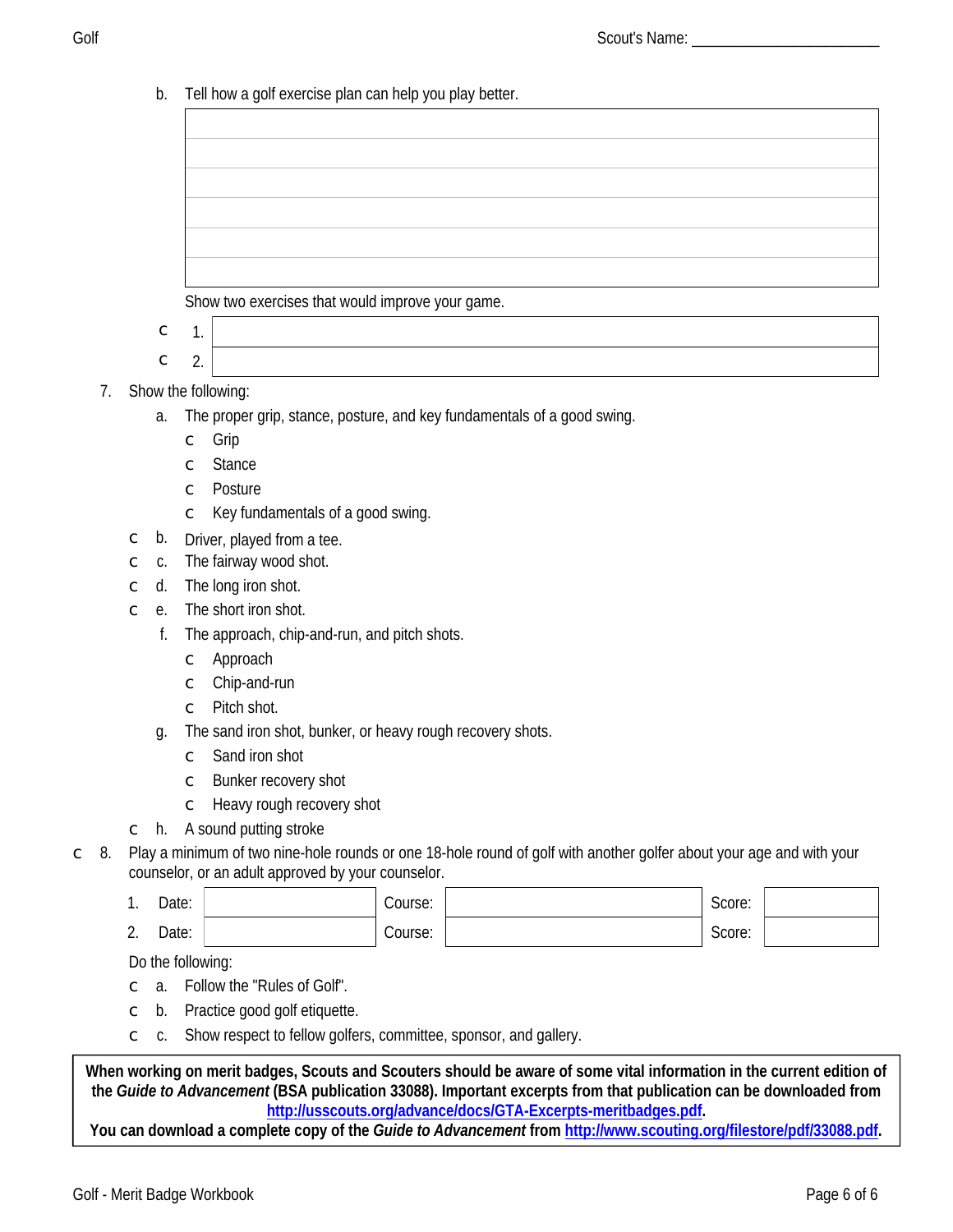Scout's Name: ________________________

b. Tell how a golf exercise plan can help you play better.

| |
|---|
| |
| |
| |
| |
| |
| |

Show two exercises that would improve your game.

| | | |
|---|---|---|
| c | 1. | |
| c | 2. | |

7. Show the following:
   - a. The proper grip, stance, posture, and key fundamentals of a good swing.
     - c Grip
     - c Stance
     - c Posture
     - c Key fundamentals of a good swing.
   - c b. Driver, played from a tee.
   - c c. The fairway wood shot.
   - c d. The long iron shot.
   - c e. The short iron shot.
   - f. The approach, chip-and-run, and pitch shots.
     - c Approach
     - c Chip-and-run
     - c Pitch shot.
   - g. The sand iron shot, bunker, or heavy rough recovery shots.
     - c Sand iron shot
     - c Bunker recovery shot
     - c Heavy rough recovery shot
   - c h. A sound putting stroke

c 8. Play a minimum of two nine-hole rounds or one 18-hole round of golf with another golfer about your age and with your counselor, or an adult approved by your counselor.

| | | | | | | |
|---|---|---|---|---|---|---|
| 1. | Date: | | Course: | | Score: | |
| 2. | Date: | | Course: | | Score: | |

Do the following:
- c a. Follow the "Rules of Golf".
- c b. Practice good golf etiquette.
- c c. Show respect to fellow golfers, committee, sponsor, and gallery.

**When working on merit badges, Scouts and Scouters should be aware of some vital information in the current edition of the *Guide to Advancement* (BSA publication 33088). Important excerpts from that publication can be downloaded from http://usscouts.org/advance/docs/GTA-Excerpts-meritbadges.pdf.**
**You can download a complete copy of the *Guide to Advancement* from http://www.scouting.org/filestore/pdf/33088.pdf.**